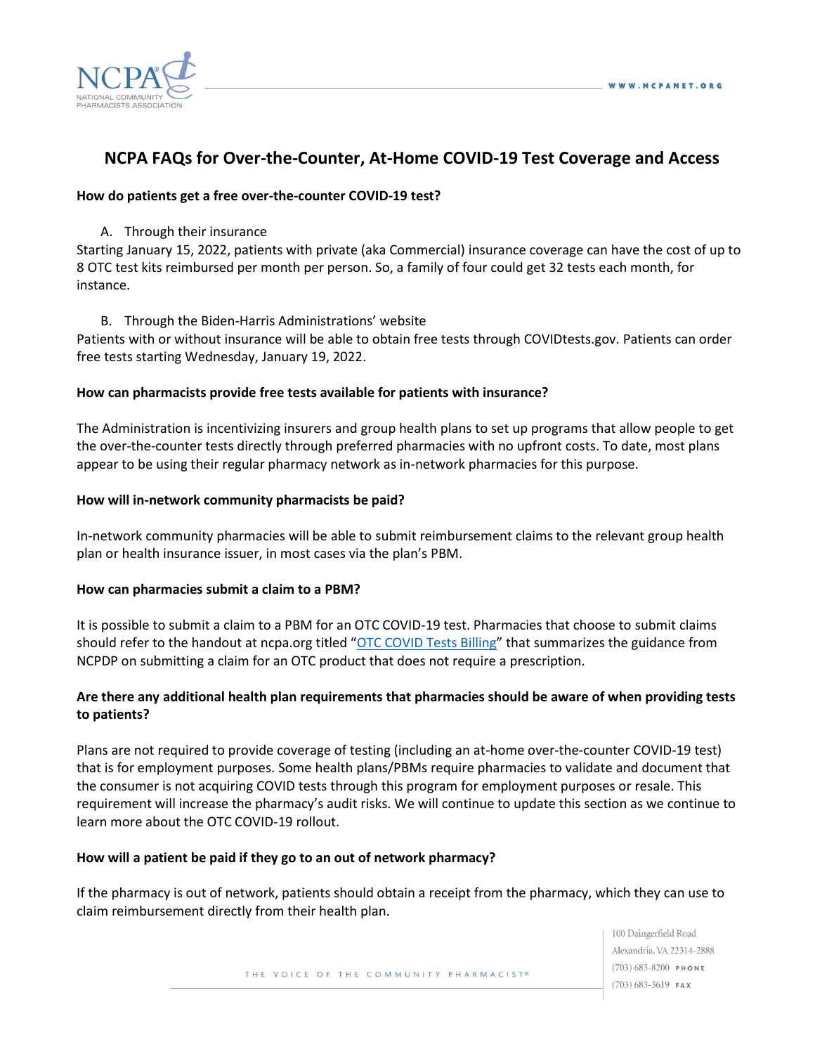# NCPA FAQs for Over-the-Counter, At-Home COVID-19 Test Coverage and Access

**How do patients get a free over-the-counter COVID-19 test?**

A. Through their insurance

Starting January 15, 2022, patients with private (aka Commercial) insurance coverage can have the cost of up to 8 OTC test kits reimbursed per month per person. So, a family of four could get 32 tests each month, for instance.

B. Through the Biden-Harris Administrations' website

Patients with or without insurance will be able to obtain free tests through COVIDtests.gov. Patients can order free tests starting Wednesday, January 19, 2022.

**How can pharmacists provide free tests available for patients with insurance?**

The Administration is incentivizing insurers and group health plans to set up programs that allow people to get the over-the-counter tests directly through preferred pharmacies with no upfront costs. To date, most plans appear to be using their regular pharmacy network as in-network pharmacies for this purpose.

**How will in-network community pharmacists be paid?**

In-network community pharmacies will be able to submit reimbursement claims to the relevant group health plan or health insurance issuer, in most cases via the plan's PBM.

**How can pharmacies submit a claim to a PBM?**

It is possible to submit a claim to a PBM for an OTC COVID-19 test. Pharmacies that choose to submit claims should refer to the handout at ncpa.org titled "OTC COVID Tests Billing" that summarizes the guidance from NCPDP on submitting a claim for an OTC product that does not require a prescription.

**Are there any additional health plan requirements that pharmacies should be aware of when providing tests to patients?**

Plans are not required to provide coverage of testing (including an at-home over-the-counter COVID-19 test) that is for employment purposes. Some health plans/PBMs require pharmacies to validate and document that the consumer is not acquiring COVID tests through this program for employment purposes or resale. This requirement will increase the pharmacy's audit risks. We will continue to update this section as we continue to learn more about the OTC COVID-19 rollout.

**How will a patient be paid if they go to an out of network pharmacy?**

If the pharmacy is out of network, patients should obtain a receipt from the pharmacy, which they can use to claim reimbursement directly from their health plan.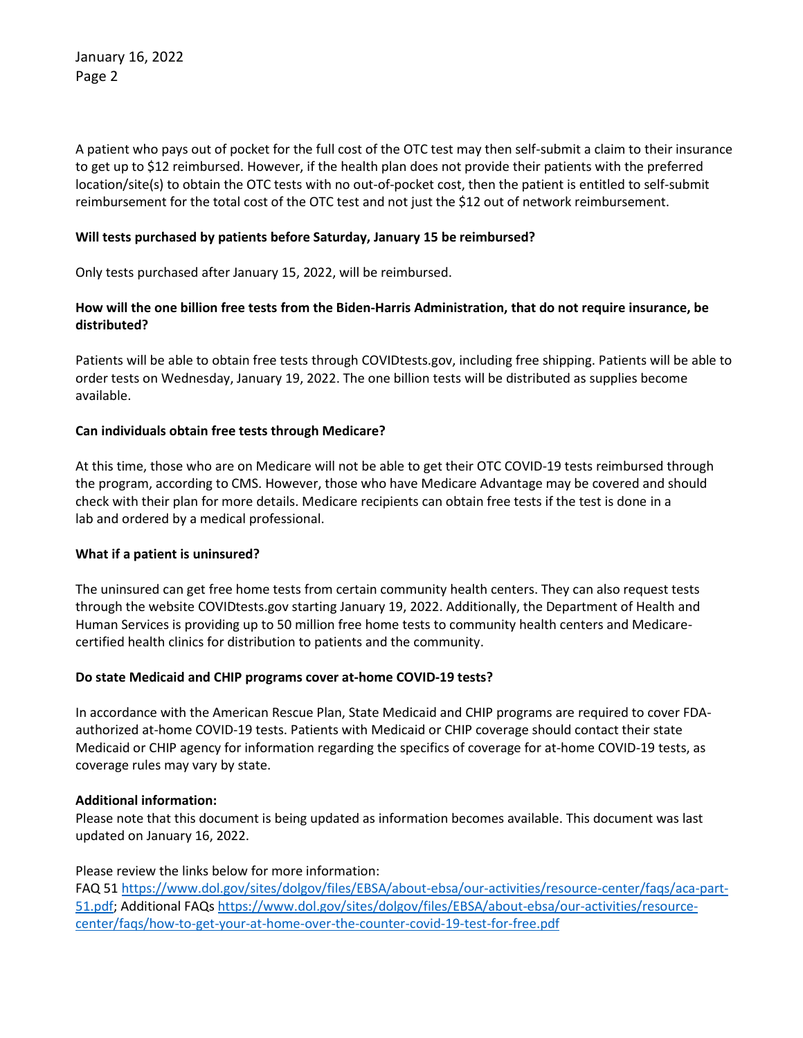A patient who pays out of pocket for the full cost of the OTC test may then self-submit a claim to their insurance to get up to $12 reimbursed. However, if the health plan does not provide their patients with the preferred location/site(s) to obtain the OTC tests with no out-of-pocket cost, then the patient is entitled to self-submit reimbursement for the total cost of the OTC test and not just the $12 out of network reimbursement.

**Will tests purchased by patients before Saturday, January 15 be reimbursed?**

Only tests purchased after January 15, 2022, will be reimbursed.

**How will the one billion free tests from the Biden-Harris Administration, that do not require insurance, be distributed?**

Patients will be able to obtain free tests through COVIDtests.gov, including free shipping. Patients will be able to order tests on Wednesday, January 19, 2022. The one billion tests will be distributed as supplies become available.

**Can individuals obtain free tests through Medicare?**

At this time, those who are on Medicare will not be able to get their OTC COVID-19 tests reimbursed through the program, according to CMS. However, those who have Medicare Advantage may be covered and should check with their plan for more details. Medicare recipients can obtain free tests if the test is done in a lab and ordered by a medical professional.

**What if a patient is uninsured?**

The uninsured can get free home tests from certain community health centers. They can also request tests through the website COVIDtests.gov starting January 19, 2022. Additionally, the Department of Health and Human Services is providing up to 50 million free home tests to community health centers and Medicare-certified health clinics for distribution to patients and the community.

**Do state Medicaid and CHIP programs cover at-home COVID-19 tests?**

In accordance with the American Rescue Plan, State Medicaid and CHIP programs are required to cover FDA-authorized at-home COVID-19 tests. Patients with Medicaid or CHIP coverage should contact their state Medicaid or CHIP agency for information regarding the specifics of coverage for at-home COVID-19 tests, as coverage rules may vary by state.

**Additional information:**

Please note that this document is being updated as information becomes available. This document was last updated on January 16, 2022.

Please review the links below for more information:
FAQ 51 https://www.dol.gov/sites/dolgov/files/EBSA/about-ebsa/our-activities/resource-center/faqs/aca-part-51.pdf; Additional FAQs https://www.dol.gov/sites/dolgov/files/EBSA/about-ebsa/our-activities/resource-center/faqs/how-to-get-your-at-home-over-the-counter-covid-19-test-for-free.pdf